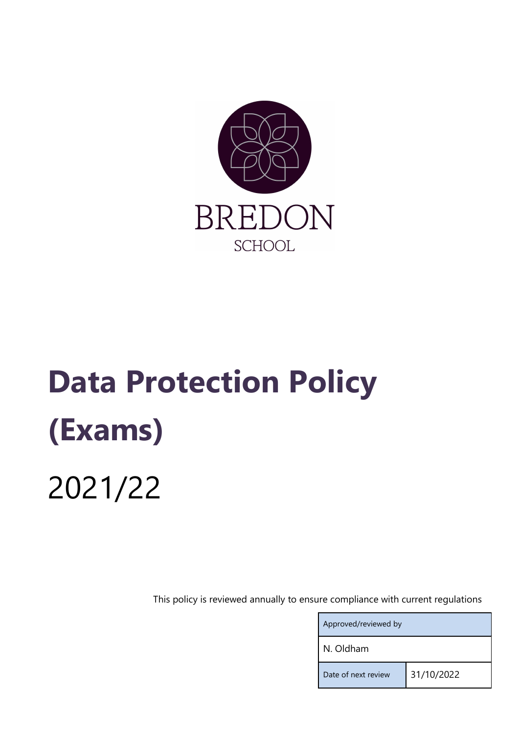BREDON

SCHOOL

# Data Protection Policy (Exams)

2021/22

This policy is reviewed annually to ensure compliance with current regulations

| Approved/reviewed by | |
|---|---|
| N. Oldham | |
| Date of next review | 31/10/2022 |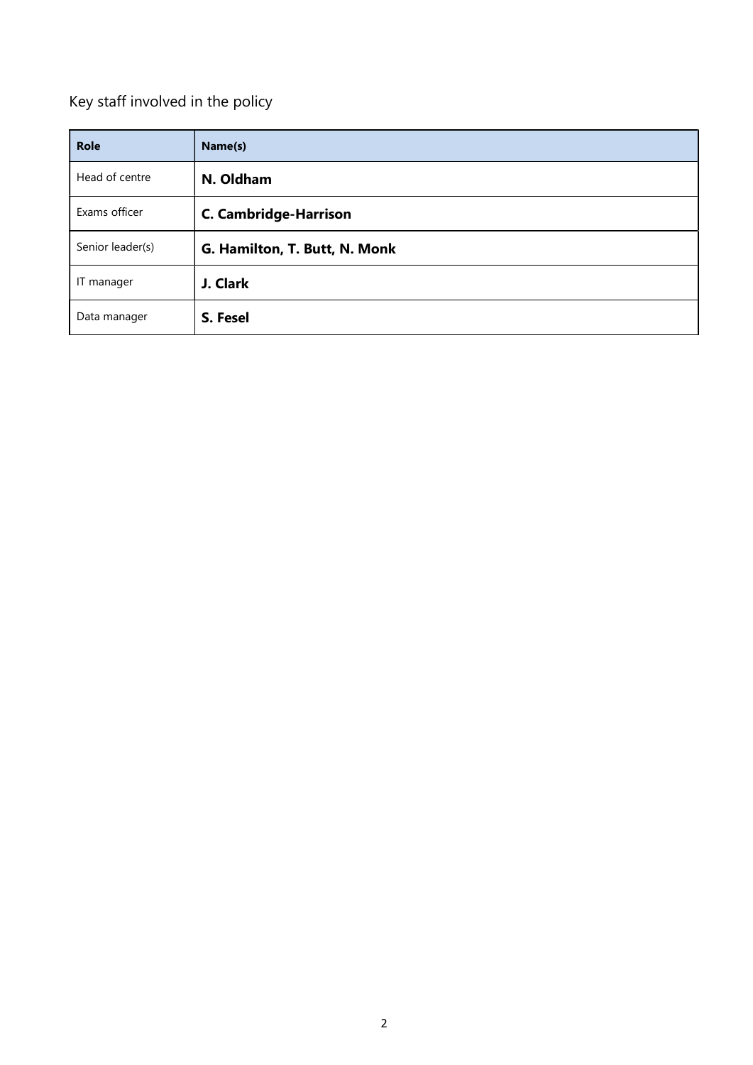Key staff involved in the policy

| Role | Name(s) |
| --- | --- |
| Head of centre | **N. Oldham** |
| Exams officer | **C. Cambridge-Harrison** |
| Senior leader(s) | **G. Hamilton, T. Butt, N. Monk** |
| IT manager | **J. Clark** |
| Data manager | **S. Fesel** |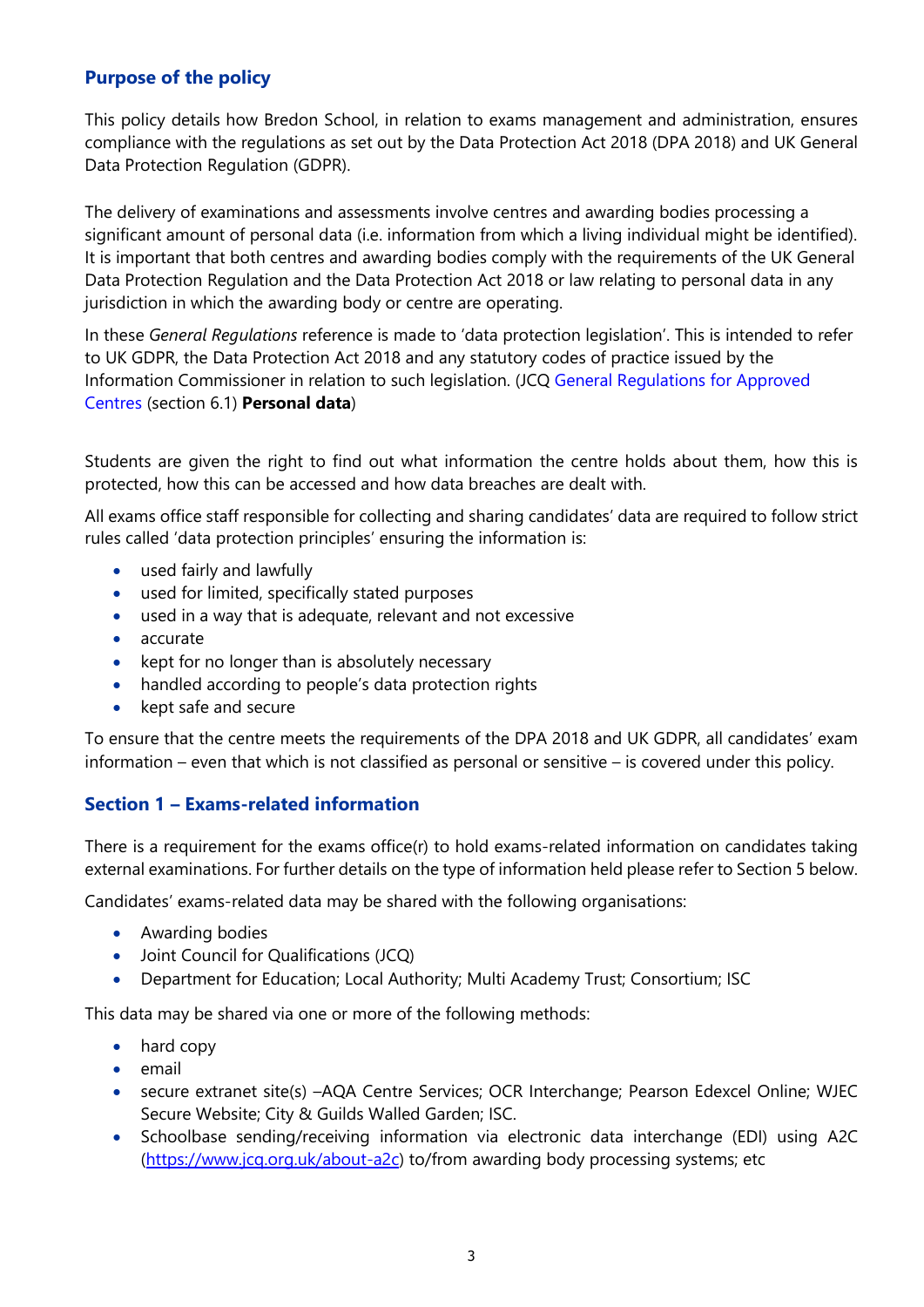## Purpose of the policy

This policy details how Bredon School, in relation to exams management and administration, ensures compliance with the regulations as set out by the Data Protection Act 2018 (DPA 2018) and UK General Data Protection Regulation (GDPR).

The delivery of examinations and assessments involve centres and awarding bodies processing a significant amount of personal data (i.e. information from which a living individual might be identified). It is important that both centres and awarding bodies comply with the requirements of the UK General Data Protection Regulation and the Data Protection Act 2018 or law relating to personal data in any jurisdiction in which the awarding body or centre are operating.

In these *General Regulations* reference is made to 'data protection legislation'. This is intended to refer to UK GDPR, the Data Protection Act 2018 and any statutory codes of practice issued by the Information Commissioner in relation to such legislation. (JCQ General Regulations for Approved Centres (section 6.1) **Personal data**)

Students are given the right to find out what information the centre holds about them, how this is protected, how this can be accessed and how data breaches are dealt with.

All exams office staff responsible for collecting and sharing candidates' data are required to follow strict rules called 'data protection principles' ensuring the information is:

- used fairly and lawfully
- used for limited, specifically stated purposes
- used in a way that is adequate, relevant and not excessive
- accurate
- kept for no longer than is absolutely necessary
- handled according to people's data protection rights
- kept safe and secure

To ensure that the centre meets the requirements of the DPA 2018 and UK GDPR, all candidates' exam information – even that which is not classified as personal or sensitive – is covered under this policy.

## Section 1 – Exams-related information

There is a requirement for the exams office(r) to hold exams-related information on candidates taking external examinations. For further details on the type of information held please refer to Section 5 below.

Candidates' exams-related data may be shared with the following organisations:

- Awarding bodies
- Joint Council for Qualifications (JCQ)
- Department for Education; Local Authority; Multi Academy Trust; Consortium; ISC

This data may be shared via one or more of the following methods:

- hard copy
- email
- secure extranet site(s) –AQA Centre Services; OCR Interchange; Pearson Edexcel Online; WJEC Secure Website; City & Guilds Walled Garden; ISC.
- Schoolbase sending/receiving information via electronic data interchange (EDI) using A2C (https://www.jcq.org.uk/about-a2c) to/from awarding body processing systems; etc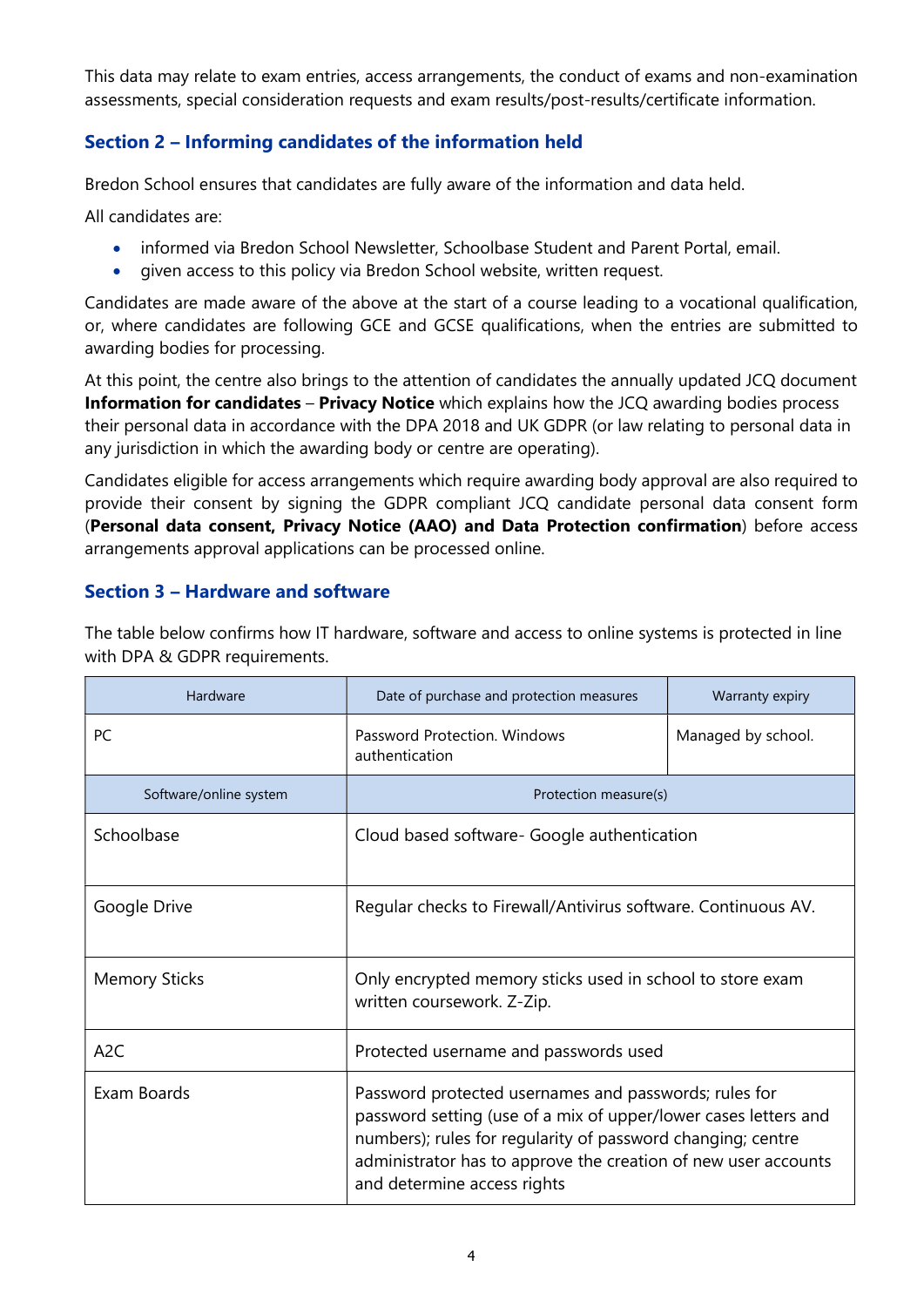This data may relate to exam entries, access arrangements, the conduct of exams and non-examination assessments, special consideration requests and exam results/post-results/certificate information.

## Section 2 – Informing candidates of the information held

Bredon School ensures that candidates are fully aware of the information and data held.

All candidates are:

- informed via Bredon School Newsletter, Schoolbase Student and Parent Portal, email.
- given access to this policy via Bredon School website, written request.

Candidates are made aware of the above at the start of a course leading to a vocational qualification, or, where candidates are following GCE and GCSE qualifications, when the entries are submitted to awarding bodies for processing.

At this point, the centre also brings to the attention of candidates the annually updated JCQ document **Information for candidates** – **Privacy Notice** which explains how the JCQ awarding bodies process their personal data in accordance with the DPA 2018 and UK GDPR (or law relating to personal data in any jurisdiction in which the awarding body or centre are operating).

Candidates eligible for access arrangements which require awarding body approval are also required to provide their consent by signing the GDPR compliant JCQ candidate personal data consent form (**Personal data consent, Privacy Notice (AAO) and Data Protection confirmation**) before access arrangements approval applications can be processed online.

## Section 3 – Hardware and software

The table below confirms how IT hardware, software and access to online systems is protected in line with DPA & GDPR requirements.

| Hardware | Date of purchase and protection measures | Warranty expiry |
|---|---|---|
| PC | Password Protection. Windows authentication | Managed by school. |

| Software/online system | Protection measure(s) |
|---|---|
| Schoolbase | Cloud based software- Google authentication |
| Google Drive | Regular checks to Firewall/Antivirus software. Continuous AV. |
| Memory Sticks | Only encrypted memory sticks used in school to store exam written coursework. Z-Zip. |
| A2C | Protected username and passwords used |
| Exam Boards | Password protected usernames and passwords; rules for password setting (use of a mix of upper/lower cases letters and numbers); rules for regularity of password changing; centre administrator has to approve the creation of new user accounts and determine access rights |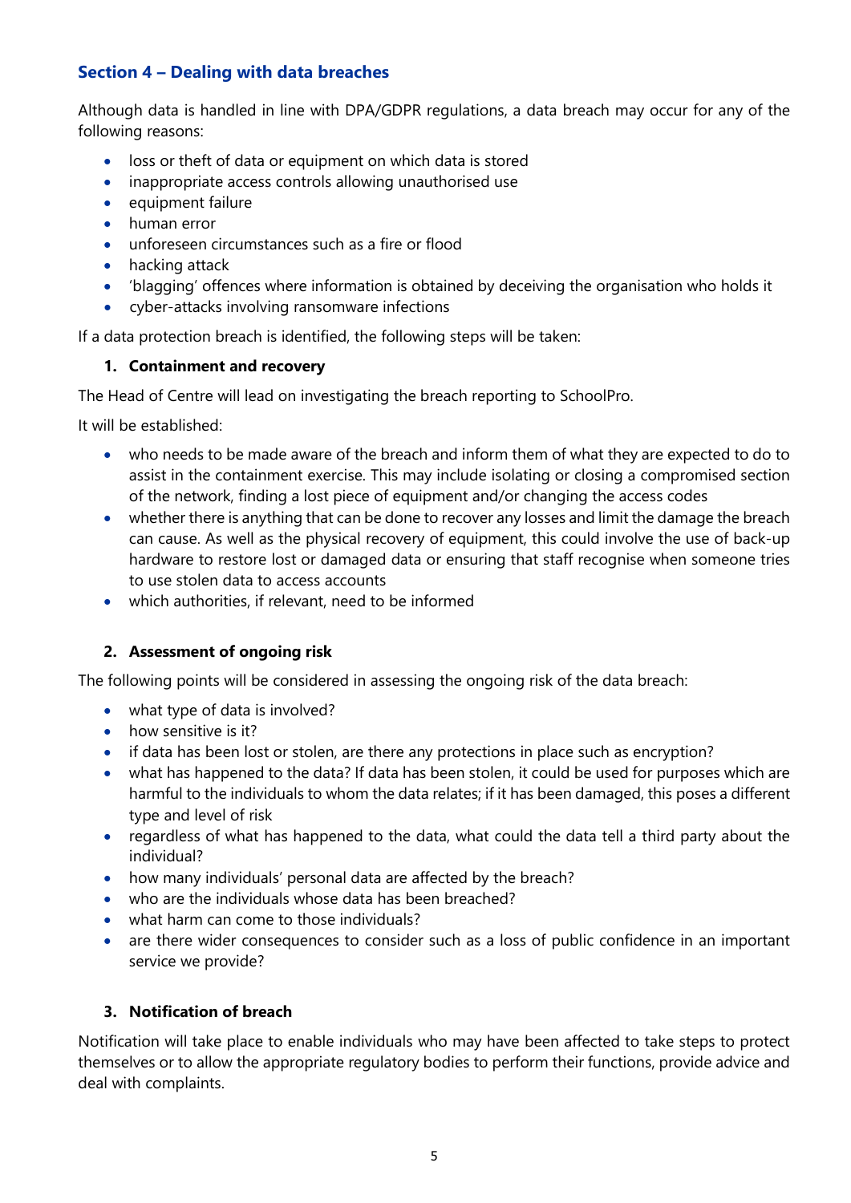## Section 4 – Dealing with data breaches

Although data is handled in line with DPA/GDPR regulations, a data breach may occur for any of the following reasons:

- loss or theft of data or equipment on which data is stored
- inappropriate access controls allowing unauthorised use
- equipment failure
- human error
- unforeseen circumstances such as a fire or flood
- hacking attack
- 'blagging' offences where information is obtained by deceiving the organisation who holds it
- cyber-attacks involving ransomware infections

If a data protection breach is identified, the following steps will be taken:

1. **Containment and recovery**

The Head of Centre will lead on investigating the breach reporting to SchoolPro.

It will be established:

- who needs to be made aware of the breach and inform them of what they are expected to do to assist in the containment exercise. This may include isolating or closing a compromised section of the network, finding a lost piece of equipment and/or changing the access codes
- whether there is anything that can be done to recover any losses and limit the damage the breach can cause. As well as the physical recovery of equipment, this could involve the use of back-up hardware to restore lost or damaged data or ensuring that staff recognise when someone tries to use stolen data to access accounts
- which authorities, if relevant, need to be informed

2. **Assessment of ongoing risk**

The following points will be considered in assessing the ongoing risk of the data breach:

- what type of data is involved?
- how sensitive is it?
- if data has been lost or stolen, are there any protections in place such as encryption?
- what has happened to the data? If data has been stolen, it could be used for purposes which are harmful to the individuals to whom the data relates; if it has been damaged, this poses a different type and level of risk
- regardless of what has happened to the data, what could the data tell a third party about the individual?
- how many individuals' personal data are affected by the breach?
- who are the individuals whose data has been breached?
- what harm can come to those individuals?
- are there wider consequences to consider such as a loss of public confidence in an important service we provide?

3. **Notification of breach**

Notification will take place to enable individuals who may have been affected to take steps to protect themselves or to allow the appropriate regulatory bodies to perform their functions, provide advice and deal with complaints.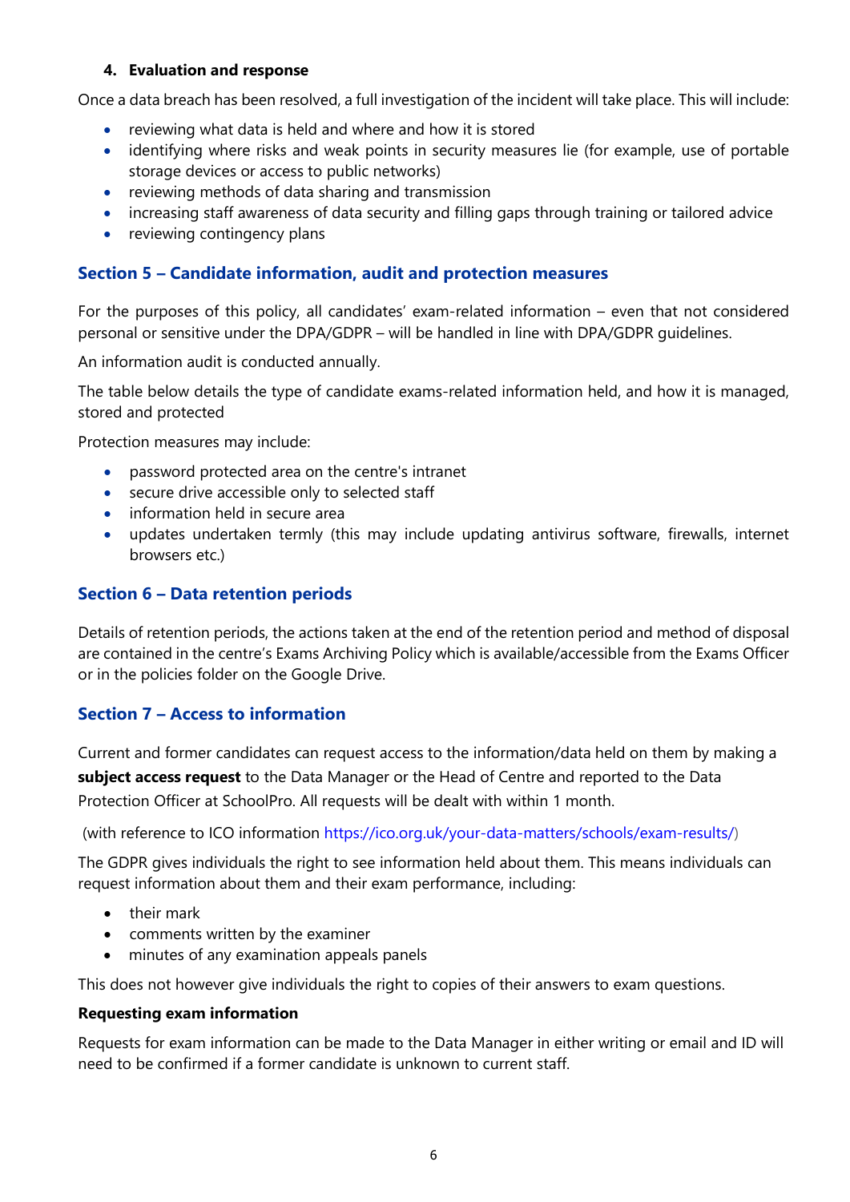#### 4. Evaluation and response

Once a data breach has been resolved, a full investigation of the incident will take place. This will include:

- reviewing what data is held and where and how it is stored
- identifying where risks and weak points in security measures lie (for example, use of portable storage devices or access to public networks)
- reviewing methods of data sharing and transmission
- increasing staff awareness of data security and filling gaps through training or tailored advice
- reviewing contingency plans

## Section 5 – Candidate information, audit and protection measures

For the purposes of this policy, all candidates' exam-related information – even that not considered personal or sensitive under the DPA/GDPR – will be handled in line with DPA/GDPR guidelines.

An information audit is conducted annually.

The table below details the type of candidate exams-related information held, and how it is managed, stored and protected

Protection measures may include:

- password protected area on the centre's intranet
- secure drive accessible only to selected staff
- information held in secure area
- updates undertaken termly (this may include updating antivirus software, firewalls, internet browsers etc.)

## Section 6 – Data retention periods

Details of retention periods, the actions taken at the end of the retention period and method of disposal are contained in the centre's Exams Archiving Policy which is available/accessible from the Exams Officer or in the policies folder on the Google Drive.

## Section 7 – Access to information

Current and former candidates can request access to the information/data held on them by making a **subject access request** to the Data Manager or the Head of Centre and reported to the Data Protection Officer at SchoolPro. All requests will be dealt with within 1 month.

(with reference to ICO information https://ico.org.uk/your-data-matters/schools/exam-results/)

The GDPR gives individuals the right to see information held about them. This means individuals can request information about them and their exam performance, including:

- their mark
- comments written by the examiner
- minutes of any examination appeals panels

This does not however give individuals the right to copies of their answers to exam questions.

**Requesting exam information**

Requests for exam information can be made to the Data Manager in either writing or email and ID will need to be confirmed if a former candidate is unknown to current staff.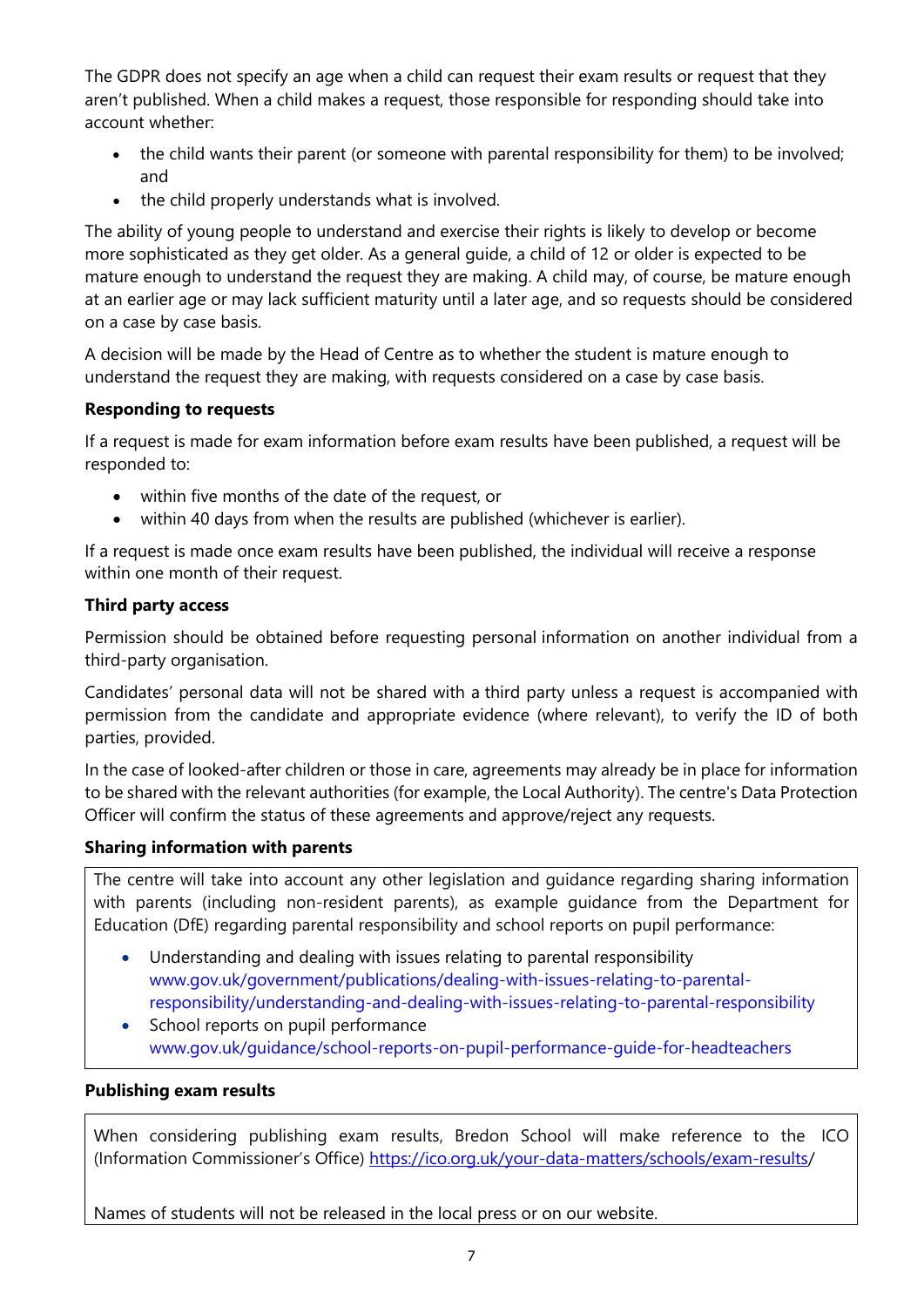The GDPR does not specify an age when a child can request their exam results or request that they aren't published. When a child makes a request, those responsible for responding should take into account whether:

- the child wants their parent (or someone with parental responsibility for them) to be involved; and
- the child properly understands what is involved.

The ability of young people to understand and exercise their rights is likely to develop or become more sophisticated as they get older. As a general guide, a child of 12 or older is expected to be mature enough to understand the request they are making. A child may, of course, be mature enough at an earlier age or may lack sufficient maturity until a later age, and so requests should be considered on a case by case basis.

A decision will be made by the Head of Centre as to whether the student is mature enough to understand the request they are making, with requests considered on a case by case basis.

**Responding to requests**

If a request is made for exam information before exam results have been published, a request will be responded to:

- within five months of the date of the request, or
- within 40 days from when the results are published (whichever is earlier).

If a request is made once exam results have been published, the individual will receive a response within one month of their request.

**Third party access**

Permission should be obtained before requesting personal information on another individual from a third-party organisation.

Candidates' personal data will not be shared with a third party unless a request is accompanied with permission from the candidate and appropriate evidence (where relevant), to verify the ID of both parties, provided.

In the case of looked-after children or those in care, agreements may already be in place for information to be shared with the relevant authorities (for example, the Local Authority). The centre's Data Protection Officer will confirm the status of these agreements and approve/reject any requests.

**Sharing information with parents**

The centre will take into account any other legislation and guidance regarding sharing information with parents (including non-resident parents), as example guidance from the Department for Education (DfE) regarding parental responsibility and school reports on pupil performance:

- Understanding and dealing with issues relating to parental responsibility www.gov.uk/government/publications/dealing-with-issues-relating-to-parental-responsibility/understanding-and-dealing-with-issues-relating-to-parental-responsibility
- School reports on pupil performance www.gov.uk/guidance/school-reports-on-pupil-performance-guide-for-headteachers

**Publishing exam results**

When considering publishing exam results, Bredon School will make reference to the ICO (Information Commissioner's Office) https://ico.org.uk/your-data-matters/schools/exam-results/

Names of students will not be released in the local press or on our website.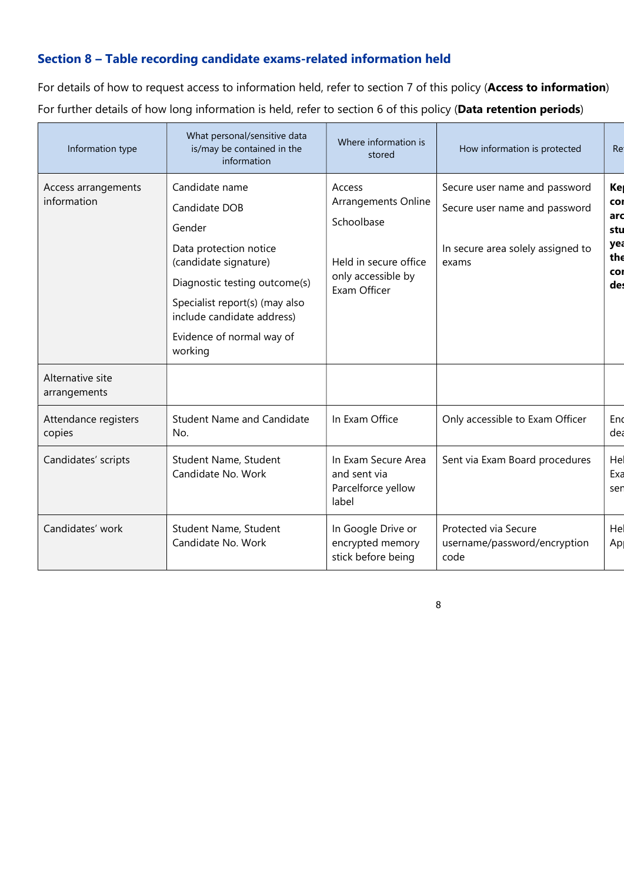### Section 8 – Table recording candidate exams-related information held

For details of how to request access to information held, refer to section 7 of this policy (**Access to information**)

For further details of how long information is held, refer to section 6 of this policy (**Data retention periods**)

| Information type | What personal/sensitive data is/may be contained in the information | Where information is stored | How information is protected | Re |
|---|---|---|---|---|
| Access arrangements information | Candidate name<br>Candidate DOB<br>Gender<br>Data protection notice (candidate signature)<br>Diagnostic testing outcome(s)<br>Specialist report(s) (may also include candidate address)<br>Evidence of normal way of working | Access Arrangements Online<br>Schoolbase<br><br>Held in secure office only accessible by Exam Officer | Secure user name and password<br>Secure user name and password<br><br>In secure area solely assigned to exams | **Ke co arc stu yea the co des** |
| Alternative site arrangements | | | | |
| Attendance registers copies | Student Name and Candidate No. | In Exam Office | Only accessible to Exam Officer | End dea |
| Candidates' scripts | Student Name, Student Candidate No. Work | In Exam Secure Area and sent via Parcelforce yellow label | Sent via Exam Board procedures | Hel Exa ser |
| Candidates' work | Student Name, Student Candidate No. Work | In Google Drive or encrypted memory stick before being | Protected via Secure username/password/encryption code | Hel Ap |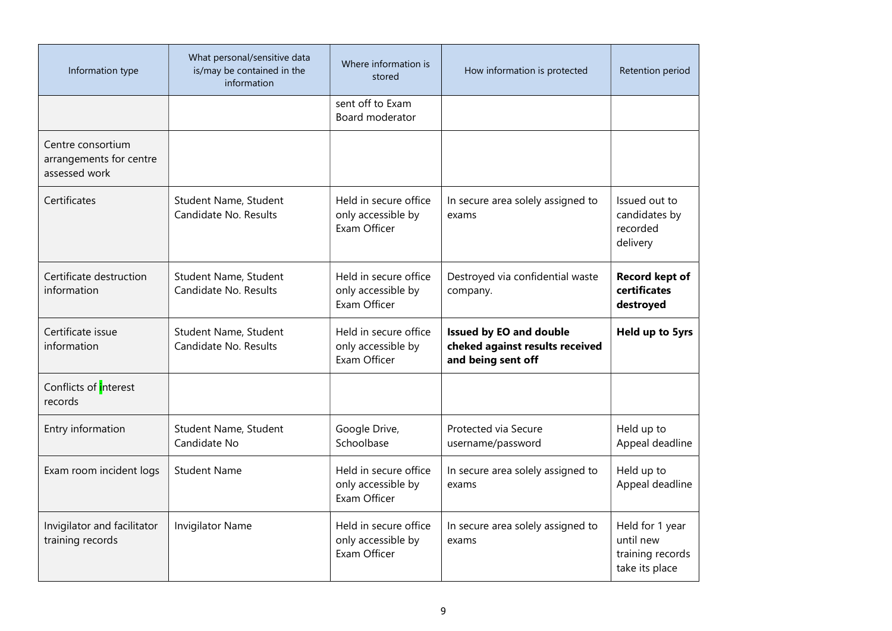| Information type | What personal/sensitive data is/may be contained in the information | Where information is stored | How information is protected | Retention period |
|---|---|---|---|---|
| | | sent off to Exam Board moderator | | |
| Centre consortium arrangements for centre assessed work | | | | |
| Certificates | Student Name, Student Candidate No. Results | Held in secure office only accessible by Exam Officer | In secure area solely assigned to exams | Issued out to candidates by recorded delivery |
| Certificate destruction information | Student Name, Student Candidate No. Results | Held in secure office only accessible by Exam Officer | Destroyed via confidential waste company. | **Record kept of certificates destroyed** |
| Certificate issue information | Student Name, Student Candidate No. Results | Held in secure office only accessible by Exam Officer | **Issued by EO and double cheked against results received and being sent off** | **Held up to 5yrs** |
| Conflicts of interest records | | | | |
| Entry information | Student Name, Student Candidate No | Google Drive, Schoolbase | Protected via Secure username/password | Held up to Appeal deadline |
| Exam room incident logs | Student Name | Held in secure office only accessible by Exam Officer | In secure area solely assigned to exams | Held up to Appeal deadline |
| Invigilator and facilitator training records | Invigilator Name | Held in secure office only accessible by Exam Officer | In secure area solely assigned to exams | Held for 1 year until new training records take its place |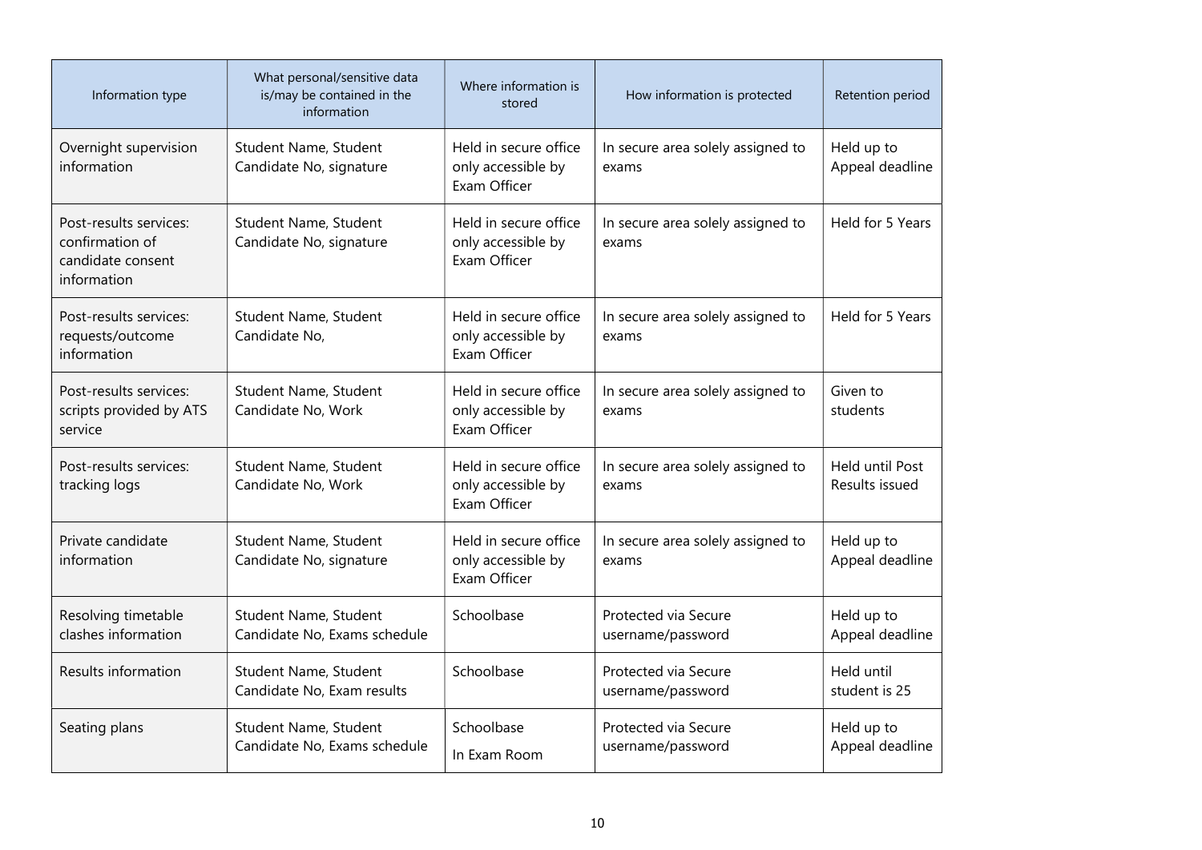| Information type | What personal/sensitive data is/may be contained in the information | Where information is stored | How information is protected | Retention period |
|---|---|---|---|---|
| Overnight supervision information | Student Name, Student Candidate No, signature | Held in secure office only accessible by Exam Officer | In secure area solely assigned to exams | Held up to Appeal deadline |
| Post-results services: confirmation of candidate consent information | Student Name, Student Candidate No, signature | Held in secure office only accessible by Exam Officer | In secure area solely assigned to exams | Held for 5 Years |
| Post-results services: requests/outcome information | Student Name, Student Candidate No, | Held in secure office only accessible by Exam Officer | In secure area solely assigned to exams | Held for 5 Years |
| Post-results services: scripts provided by ATS service | Student Name, Student Candidate No, Work | Held in secure office only accessible by Exam Officer | In secure area solely assigned to exams | Given to students |
| Post-results services: tracking logs | Student Name, Student Candidate No, Work | Held in secure office only accessible by Exam Officer | In secure area solely assigned to exams | Held until Post Results issued |
| Private candidate information | Student Name, Student Candidate No, signature | Held in secure office only accessible by Exam Officer | In secure area solely assigned to exams | Held up to Appeal deadline |
| Resolving timetable clashes information | Student Name, Student Candidate No, Exams schedule | Schoolbase | Protected via Secure username/password | Held up to Appeal deadline |
| Results information | Student Name, Student Candidate No, Exam results | Schoolbase | Protected via Secure username/password | Held until student is 25 |
| Seating plans | Student Name, Student Candidate No, Exams schedule | Schoolbase<br>In Exam Room | Protected via Secure username/password | Held up to Appeal deadline |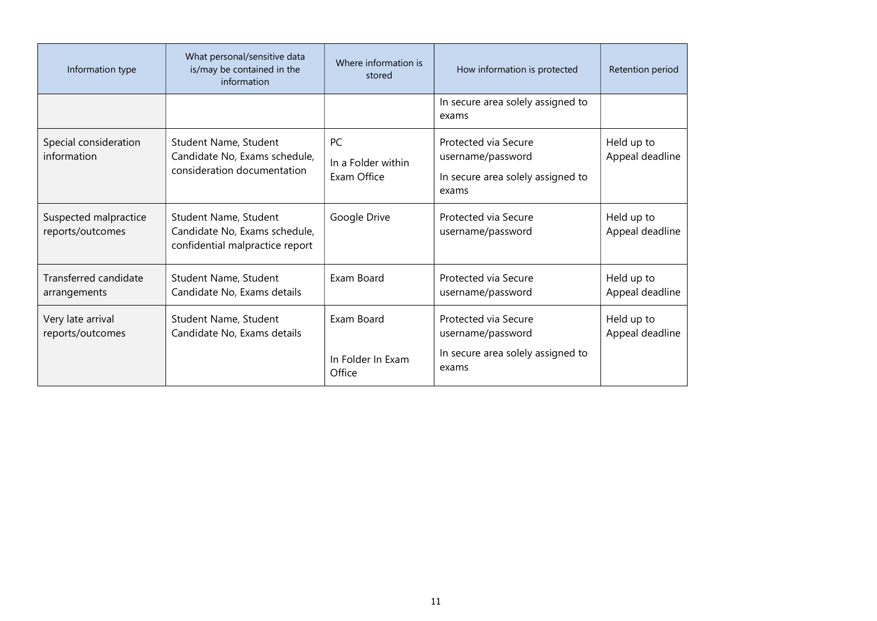| Information type | What personal/sensitive data is/may be contained in the information | Where information is stored | How information is protected | Retention period |
|---|---|---|---|---|
| | | | In secure area solely assigned to exams | |
| Special consideration information | Student Name, Student Candidate No, Exams schedule, consideration documentation | PC<br>In a Folder within Exam Office | Protected via Secure username/password<br>In secure area solely assigned to exams | Held up to Appeal deadline |
| Suspected malpractice reports/outcomes | Student Name, Student Candidate No, Exams schedule, confidential malpractice report | Google Drive | Protected via Secure username/password | Held up to Appeal deadline |
| Transferred candidate arrangements | Student Name, Student Candidate No, Exams details | Exam Board | Protected via Secure username/password | Held up to Appeal deadline |
| Very late arrival reports/outcomes | Student Name, Student Candidate No, Exams details | Exam Board<br>In Folder In Exam Office | Protected via Secure username/password<br>In secure area solely assigned to exams | Held up to Appeal deadline |